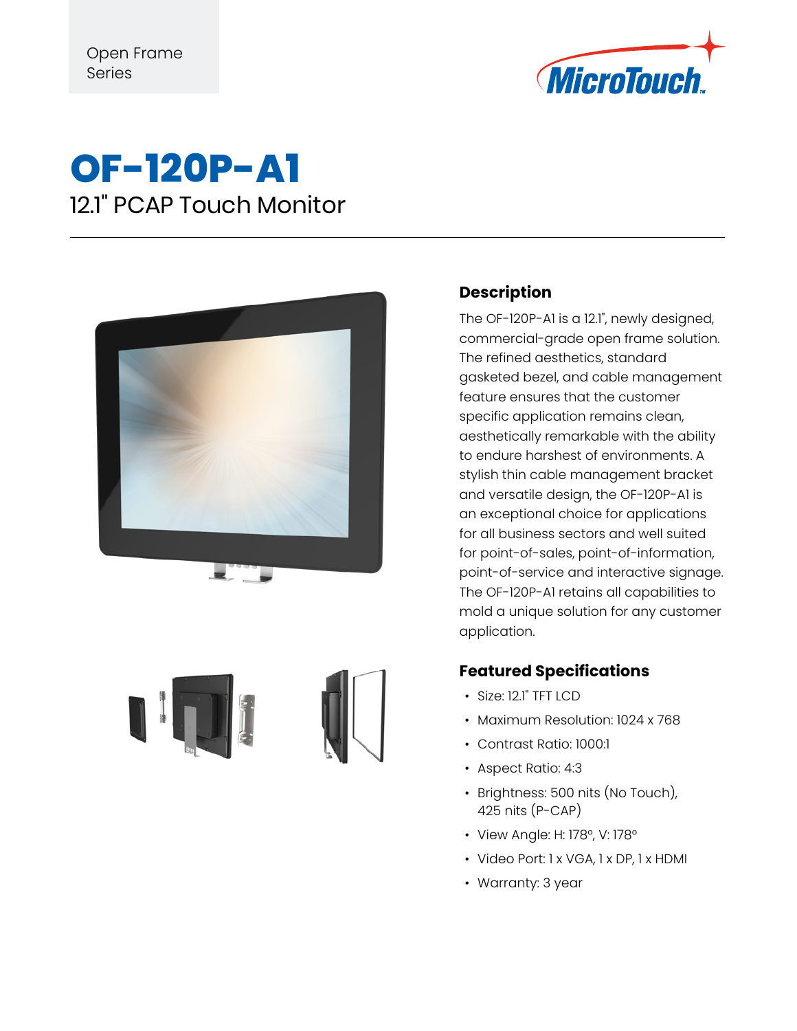Open Frame Series

# OF-120P-A1

## 12.1" PCAP Touch Monitor

### Description

The OF-120P-A1 is a 12.1", newly designed, commercial-grade open frame solution. The refined aesthetics, standard gasketed bezel, and cable management feature ensures that the customer specific application remains clean, aesthetically remarkable with the ability to endure harshest of environments. A stylish thin cable management bracket and versatile design, the OF-120P-A1 is an exceptional choice for applications for all business sectors and well suited for point-of-sales, point-of-information, point-of-service and interactive signage. The OF-120P-A1 retains all capabilities to mold a unique solution for any customer application.

### Featured Specifications

- Size: 12.1" TFT LCD
- Maximum Resolution: 1024 x 768
- Contrast Ratio: 1000:1
- Aspect Ratio: 4:3
- Brightness: 500 nits (No Touch), 425 nits (P-CAP)
- View Angle: H: 178°, V: 178°
- Video Port: 1 x VGA, 1 x DP, 1 x HDMI
- Warranty: 3 year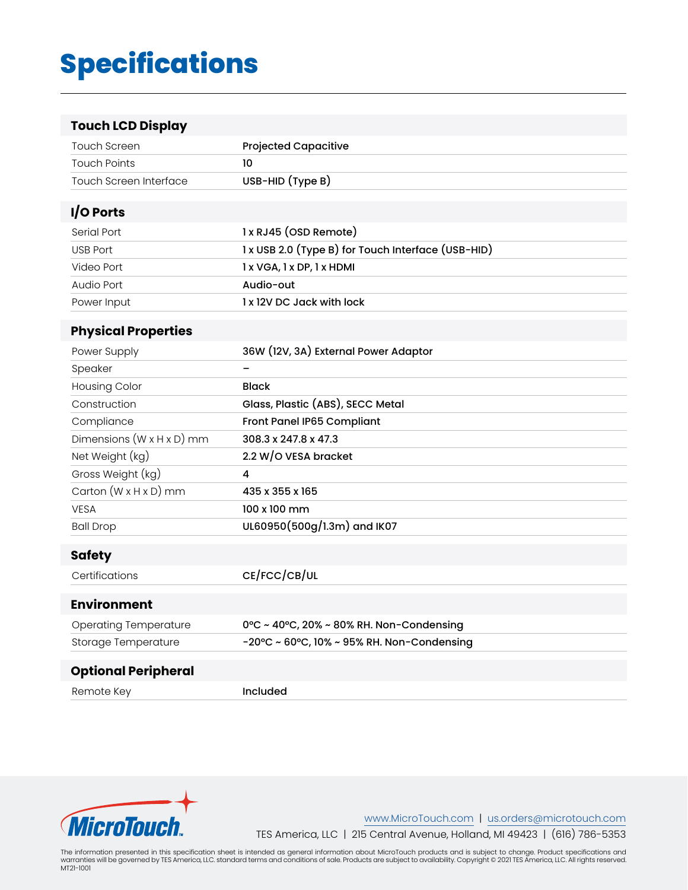# Specifications

## Touch LCD Display

| | |
|---|---|
| Touch Screen | Projected Capacitive |
| Touch Points | 10 |
| Touch Screen Interface | USB-HID (Type B) |

## I/O Ports

| | |
|---|---|
| Serial Port | 1 x RJ45 (OSD Remote) |
| USB Port | 1 x USB 2.0 (Type B) for Touch Interface (USB-HID) |
| Video Port | 1 x VGA, 1 x DP, 1 x HDMI |
| Audio Port | Audio-out |
| Power Input | 1 x 12V DC Jack with lock |

## Physical Properties

| | |
|---|---|
| Power Supply | 36W (12V, 3A) External Power Adaptor |
| Speaker | – |
| Housing Color | Black |
| Construction | Glass, Plastic (ABS), SECC Metal |
| Compliance | Front Panel IP65 Compliant |
| Dimensions (W x H x D) mm | 308.3 x 247.8 x 47.3 |
| Net Weight (kg) | 2.2 W/O VESA bracket |
| Gross Weight (kg) | 4 |
| Carton (W x H x D) mm | 435 x 355 x 165 |
| VESA | 100 x 100 mm |
| Ball Drop | UL60950(500g/1.3m) and IK07 |

## Safety

| | |
|---|---|
| Certifications | CE/FCC/CB/UL |

## Environment

| | |
|---|---|
| Operating Temperature | 0°C ~ 40°C, 20% ~ 80% RH. Non-Condensing |
| Storage Temperature | -20°C ~ 60°C, 10% ~ 95% RH. Non-Condensing |

## Optional Peripheral

| | |
|---|---|
| Remote Key | Included |

MicroTouch

www.MicroTouch.com | us.orders@microtouch.com

TES America, LLC | 215 Central Avenue, Holland, MI 49423 | (616) 786-5353

The information presented in this specification sheet is intended as general information about MicroTouch products and is subject to change. Product specifications and warranties will be governed by TES America, LLC. standard terms and conditions of sale. Products are subject to availability. Copyright © 2021 TES America, LLC. All rights reserved. MT21-1001